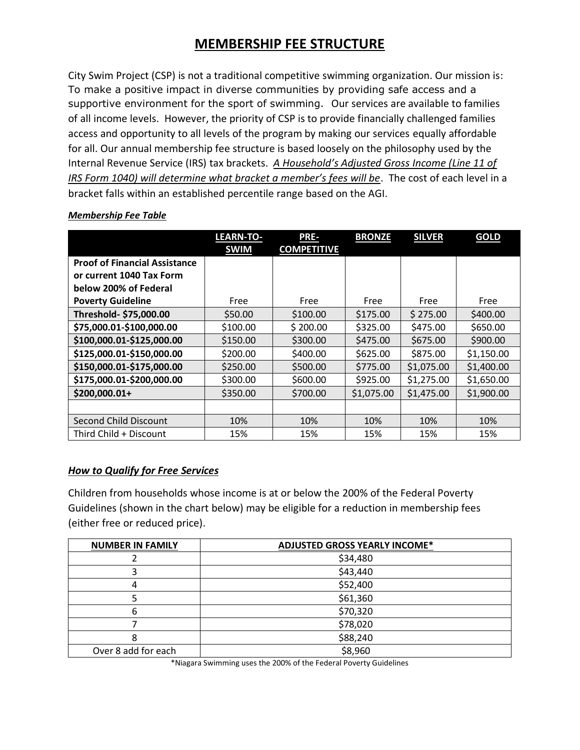# MEMBERSHIP FEE STRUCTURE

City Swim Project (CSP) is not a traditional competitive swimming organization. Our mission is: To make a positive impact in diverse communities by providing safe access and a supportive environment for the sport of swimming. Our services are available to families of all income levels. However, the priority of CSP is to provide financially challenged families access and opportunity to all levels of the program by making our services equally affordable for all. Our annual membership fee structure is based loosely on the philosophy used by the Internal Revenue Service (IRS) tax brackets. *A Household's Adjusted Gross Income (Line 11 of IRS Form 1040) will determine what bracket a member's fees will be*. The cost of each level in a bracket falls within an established percentile range based on the AGI.

***Membership Fee Table***

| | LEARN-TO-SWIM | PRE-COMPETITIVE | BRONZE | SILVER | GOLD |
|---|---|---|---|---|---|
| **Proof of Financial Assistance or current 1040 Tax Form below 200% of Federal Poverty Guideline** | Free | Free | Free | Free | Free |
| **Threshold- $75,000.00** | $50.00 | $100.00 | $175.00 | $ 275.00 | $400.00 |
| **$75,000.01-$100,000.00** | $100.00 | $ 200.00 | $325.00 | $475.00 | $650.00 |
| **$100,000.01-$125,000.00** | $150.00 | $300.00 | $475.00 | $675.00 | $900.00 |
| **$125,000.01-$150,000.00** | $200.00 | $400.00 | $625.00 | $875.00 | $1,150.00 |
| **$150,000.01-$175,000.00** | $250.00 | $500.00 | $775.00 | $1,075.00 | $1,400.00 |
| **$175,000.01-$200,000.00** | $300.00 | $600.00 | $925.00 | $1,275.00 | $1,650.00 |
| **$200,000.01+** | $350.00 | $700.00 | $1,075.00 | $1,475.00 | $1,900.00 |
| | | | | | |
| Second Child Discount | 10% | 10% | 10% | 10% | 10% |
| Third Child + Discount | 15% | 15% | 15% | 15% | 15% |

## *How to Qualify for Free Services*

Children from households whose income is at or below the 200% of the Federal Poverty Guidelines (shown in the chart below) may be eligible for a reduction in membership fees (either free or reduced price).

| NUMBER IN FAMILY | ADJUSTED GROSS YEARLY INCOME* |
|---|---|
| 2 | $34,480 |
| 3 | $43,440 |
| 4 | $52,400 |
| 5 | $61,360 |
| 6 | $70,320 |
| 7 | $78,020 |
| 8 | $88,240 |
| Over 8 add for each | $8,960 |

*Niagara Swimming uses the 200% of the Federal Poverty Guidelines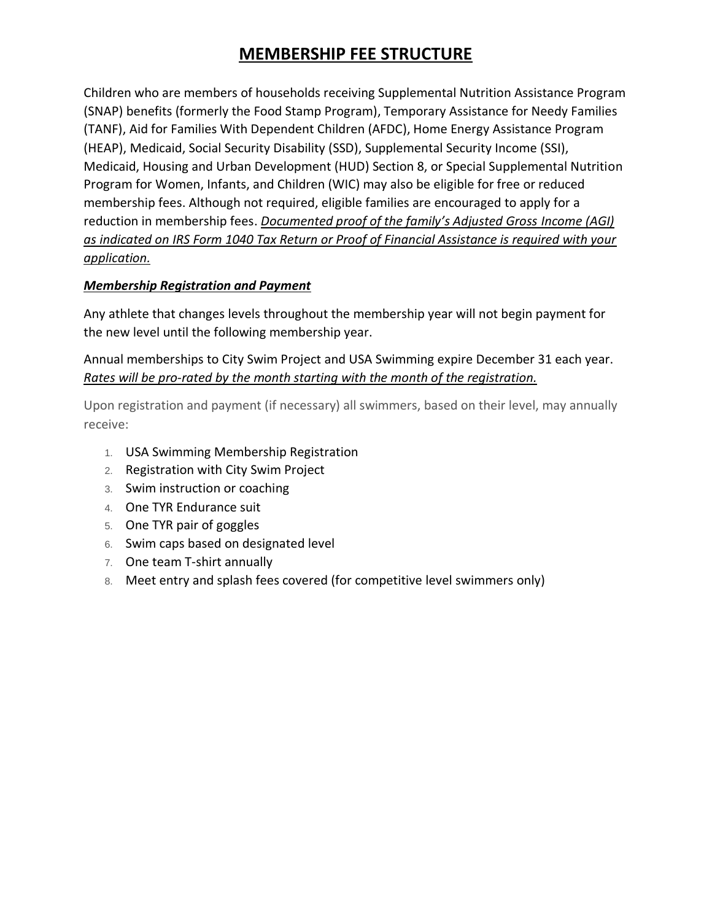# MEMBERSHIP FEE STRUCTURE

Children who are members of households receiving Supplemental Nutrition Assistance Program (SNAP) benefits (formerly the Food Stamp Program), Temporary Assistance for Needy Families (TANF), Aid for Families With Dependent Children (AFDC), Home Energy Assistance Program (HEAP), Medicaid, Social Security Disability (SSD), Supplemental Security Income (SSI), Medicaid, Housing and Urban Development (HUD) Section 8, or Special Supplemental Nutrition Program for Women, Infants, and Children (WIC) may also be eligible for free or reduced membership fees. Although not required, eligible families are encouraged to apply for a reduction in membership fees. ***Documented proof of the family's Adjusted Gross Income (AGI) as indicated on IRS Form 1040 Tax Return or Proof of Financial Assistance is required with your application.***

***Membership Registration and Payment***

Any athlete that changes levels throughout the membership year will not begin payment for the new level until the following membership year.

Annual memberships to City Swim Project and USA Swimming expire December 31 each year. ***Rates will be pro-rated by the month starting with the month of the registration.***

Upon registration and payment (if necessary) all swimmers, based on their level, may annually receive:

1. USA Swimming Membership Registration
2. Registration with City Swim Project
3. Swim instruction or coaching
4. One TYR Endurance suit
5. One TYR pair of goggles
6. Swim caps based on designated level
7. One team T-shirt annually
8. Meet entry and splash fees covered (for competitive level swimmers only)